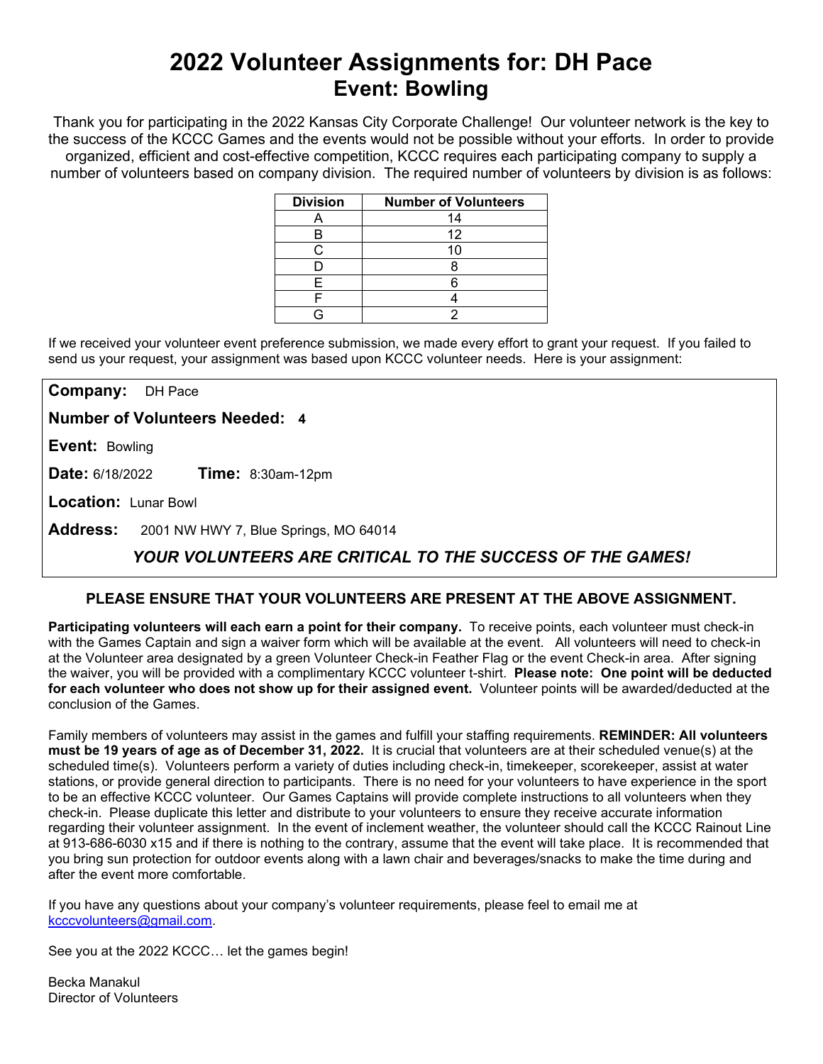# 2022 Volunteer Assignments for: DH Pace
## Event: Bowling

Thank you for participating in the 2022 Kansas City Corporate Challenge! Our volunteer network is the key to the success of the KCCC Games and the events would not be possible without your efforts. In order to provide organized, efficient and cost-effective competition, KCCC requires each participating company to supply a number of volunteers based on company division. The required number of volunteers by division is as follows:

| Division | Number of Volunteers |
|---|---|
| A | 14 |
| B | 12 |
| C | 10 |
| D | 8 |
| E | 6 |
| F | 4 |
| G | 2 |

If we received your volunteer event preference submission, we made every effort to grant your request. If you failed to send us your request, your assignment was based upon KCCC volunteer needs. Here is your assignment:

**Company:** DH Pace

**Number of Volunteers Needed:** **4**

**Event:** Bowling

**Date:** 6/18/2022 **Time:** 8:30am-12pm

**Location:** Lunar Bowl

**Address:** 2001 NW HWY 7, Blue Springs, MO 64014

***YOUR VOLUNTEERS ARE CRITICAL TO THE SUCCESS OF THE GAMES!***

**PLEASE ENSURE THAT YOUR VOLUNTEERS ARE PRESENT AT THE ABOVE ASSIGNMENT.**

**Participating volunteers will each earn a point for their company.** To receive points, each volunteer must check-in with the Games Captain and sign a waiver form which will be available at the event. All volunteers will need to check-in at the Volunteer area designated by a green Volunteer Check-in Feather Flag or the event Check-in area. After signing the waiver, you will be provided with a complimentary KCCC volunteer t-shirt. **Please note: One point will be deducted for each volunteer who does not show up for their assigned event.** Volunteer points will be awarded/deducted at the conclusion of the Games.

Family members of volunteers may assist in the games and fulfill your staffing requirements. **REMINDER: All volunteers must be 19 years of age as of December 31, 2022.** It is crucial that volunteers are at their scheduled venue(s) at the scheduled time(s). Volunteers perform a variety of duties including check-in, timekeeper, scorekeeper, assist at water stations, or provide general direction to participants. There is no need for your volunteers to have experience in the sport to be an effective KCCC volunteer. Our Games Captains will provide complete instructions to all volunteers when they check-in. Please duplicate this letter and distribute to your volunteers to ensure they receive accurate information regarding their volunteer assignment. In the event of inclement weather, the volunteer should call the KCCC Rainout Line at 913-686-6030 x15 and if there is nothing to the contrary, assume that the event will take place. It is recommended that you bring sun protection for outdoor events along with a lawn chair and beverages/snacks to make the time during and after the event more comfortable.

If you have any questions about your company's volunteer requirements, please feel to email me at kcccvolunteers@gmail.com.

See you at the 2022 KCCC… let the games begin!

Becka Manakul
Director of Volunteers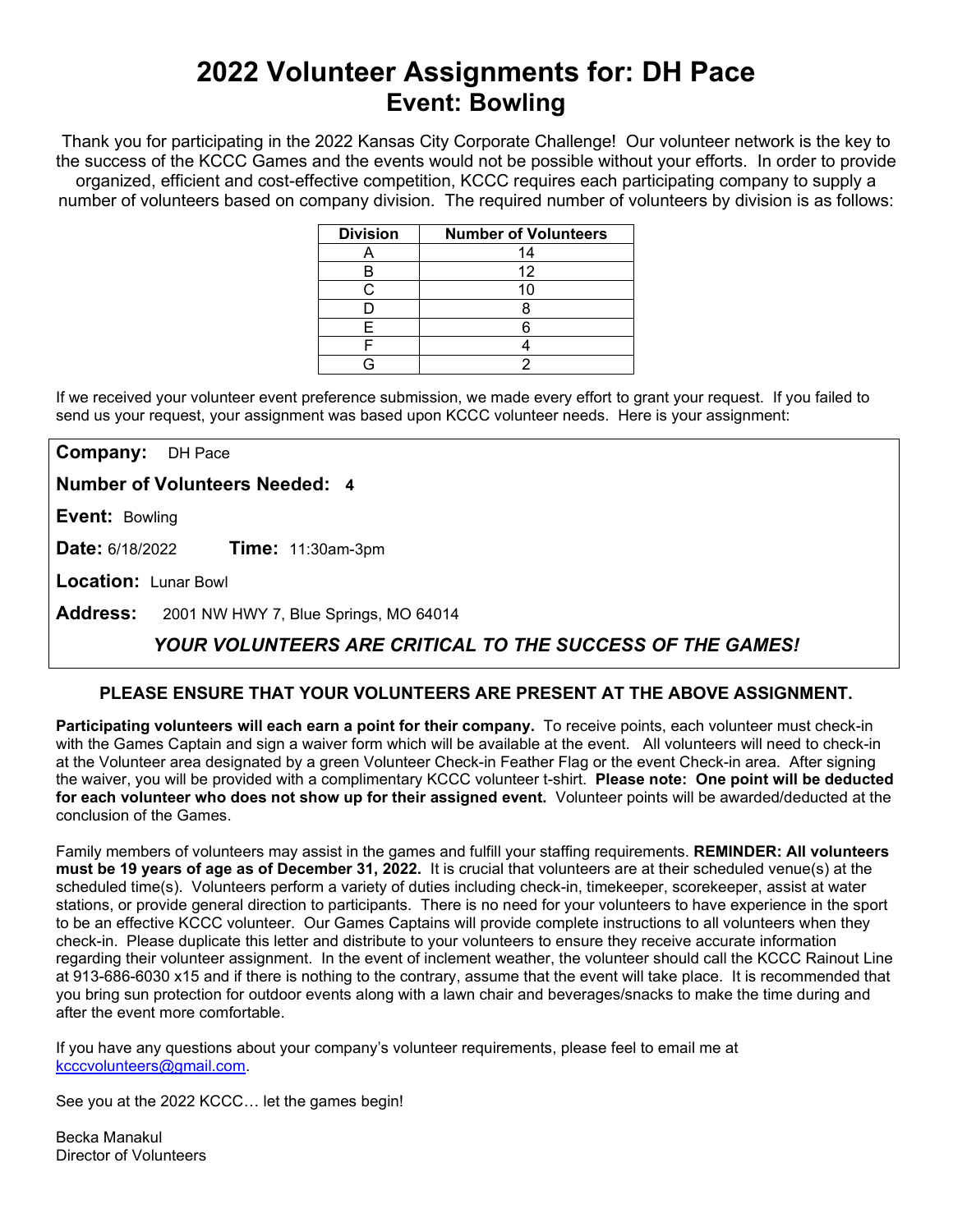# 2022 Volunteer Assignments for: DH Pace
## Event: Bowling

Thank you for participating in the 2022 Kansas City Corporate Challenge! Our volunteer network is the key to the success of the KCCC Games and the events would not be possible without your efforts. In order to provide organized, efficient and cost-effective competition, KCCC requires each participating company to supply a number of volunteers based on company division. The required number of volunteers by division is as follows:

| Division | Number of Volunteers |
|---|---|
| A | 14 |
| B | 12 |
| C | 10 |
| D | 8 |
| E | 6 |
| F | 4 |
| G | 2 |

If we received your volunteer event preference submission, we made every effort to grant your request. If you failed to send us your request, your assignment was based upon KCCC volunteer needs. Here is your assignment:

**Company:** DH Pace

**Number of Volunteers Needed:** **4**

**Event:** Bowling

**Date:** 6/18/2022 **Time:** 11:30am-3pm

**Location:** Lunar Bowl

**Address:** 2001 NW HWY 7, Blue Springs, MO 64014

***YOUR VOLUNTEERS ARE CRITICAL TO THE SUCCESS OF THE GAMES!***

**PLEASE ENSURE THAT YOUR VOLUNTEERS ARE PRESENT AT THE ABOVE ASSIGNMENT.**

**Participating volunteers will each earn a point for their company.** To receive points, each volunteer must check-in with the Games Captain and sign a waiver form which will be available at the event. All volunteers will need to check-in at the Volunteer area designated by a green Volunteer Check-in Feather Flag or the event Check-in area. After signing the waiver, you will be provided with a complimentary KCCC volunteer t-shirt. **Please note: One point will be deducted for each volunteer who does not show up for their assigned event.** Volunteer points will be awarded/deducted at the conclusion of the Games.

Family members of volunteers may assist in the games and fulfill your staffing requirements. **REMINDER: All volunteers must be 19 years of age as of December 31, 2022.** It is crucial that volunteers are at their scheduled venue(s) at the scheduled time(s). Volunteers perform a variety of duties including check-in, timekeeper, scorekeeper, assist at water stations, or provide general direction to participants. There is no need for your volunteers to have experience in the sport to be an effective KCCC volunteer. Our Games Captains will provide complete instructions to all volunteers when they check-in. Please duplicate this letter and distribute to your volunteers to ensure they receive accurate information regarding their volunteer assignment. In the event of inclement weather, the volunteer should call the KCCC Rainout Line at 913-686-6030 x15 and if there is nothing to the contrary, assume that the event will take place. It is recommended that you bring sun protection for outdoor events along with a lawn chair and beverages/snacks to make the time during and after the event more comfortable.

If you have any questions about your company's volunteer requirements, please feel to email me at kcccvolunteers@gmail.com.

See you at the 2022 KCCC… let the games begin!

Becka Manakul
Director of Volunteers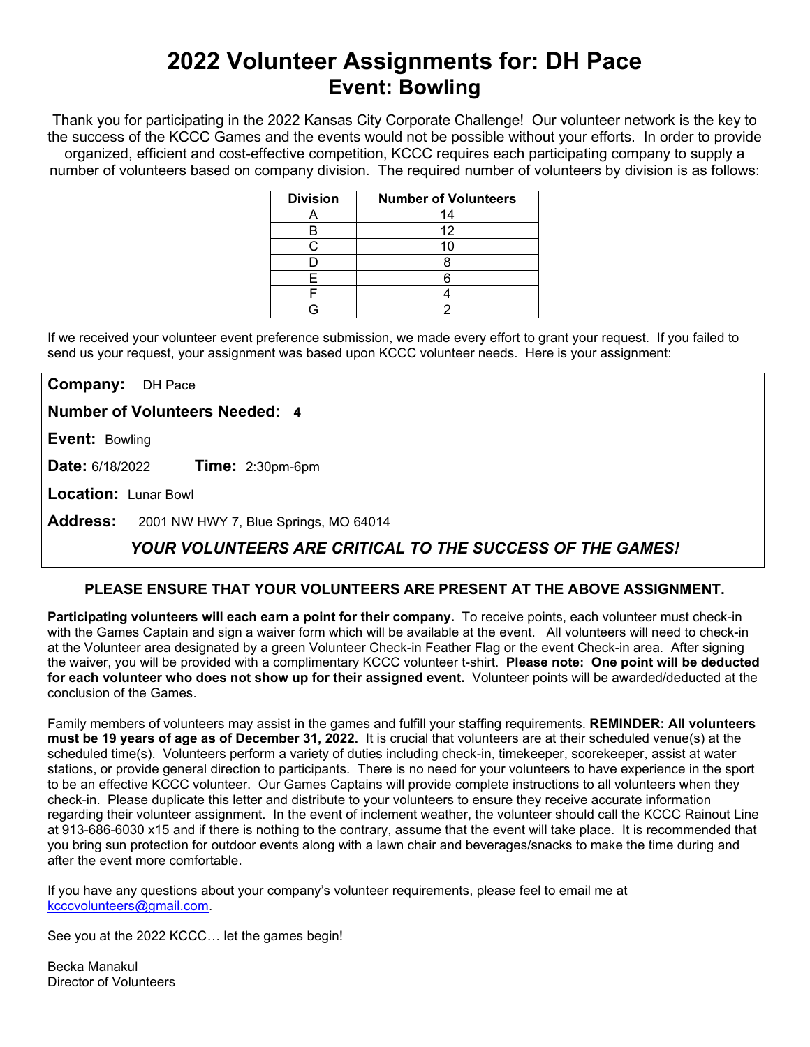# 2022 Volunteer Assignments for: DH Pace
## Event: Bowling

Thank you for participating in the 2022 Kansas City Corporate Challenge! Our volunteer network is the key to the success of the KCCC Games and the events would not be possible without your efforts. In order to provide organized, efficient and cost-effective competition, KCCC requires each participating company to supply a number of volunteers based on company division. The required number of volunteers by division is as follows:

| Division | Number of Volunteers |
|---|---|
| A | 14 |
| B | 12 |
| C | 10 |
| D | 8 |
| E | 6 |
| F | 4 |
| G | 2 |

If we received your volunteer event preference submission, we made every effort to grant your request. If you failed to send us your request, your assignment was based upon KCCC volunteer needs. Here is your assignment:

**Company:** DH Pace

**Number of Volunteers Needed: 4**

**Event:** Bowling

**Date:** 6/18/2022 **Time:** 2:30pm-6pm

**Location:** Lunar Bowl

**Address:** 2001 NW HWY 7, Blue Springs, MO 64014

***YOUR VOLUNTEERS ARE CRITICAL TO THE SUCCESS OF THE GAMES!***

**PLEASE ENSURE THAT YOUR VOLUNTEERS ARE PRESENT AT THE ABOVE ASSIGNMENT.**

**Participating volunteers will each earn a point for their company.** To receive points, each volunteer must check-in with the Games Captain and sign a waiver form which will be available at the event. All volunteers will need to check-in at the Volunteer area designated by a green Volunteer Check-in Feather Flag or the event Check-in area. After signing the waiver, you will be provided with a complimentary KCCC volunteer t-shirt. **Please note: One point will be deducted for each volunteer who does not show up for their assigned event.** Volunteer points will be awarded/deducted at the conclusion of the Games.

Family members of volunteers may assist in the games and fulfill your staffing requirements. **REMINDER: All volunteers must be 19 years of age as of December 31, 2022.** It is crucial that volunteers are at their scheduled venue(s) at the scheduled time(s). Volunteers perform a variety of duties including check-in, timekeeper, scorekeeper, assist at water stations, or provide general direction to participants. There is no need for your volunteers to have experience in the sport to be an effective KCCC volunteer. Our Games Captains will provide complete instructions to all volunteers when they check-in. Please duplicate this letter and distribute to your volunteers to ensure they receive accurate information regarding their volunteer assignment. In the event of inclement weather, the volunteer should call the KCCC Rainout Line at 913-686-6030 x15 and if there is nothing to the contrary, assume that the event will take place. It is recommended that you bring sun protection for outdoor events along with a lawn chair and beverages/snacks to make the time during and after the event more comfortable.

If you have any questions about your company's volunteer requirements, please feel to email me at kcccvolunteers@gmail.com.

See you at the 2022 KCCC… let the games begin!

Becka Manakul
Director of Volunteers